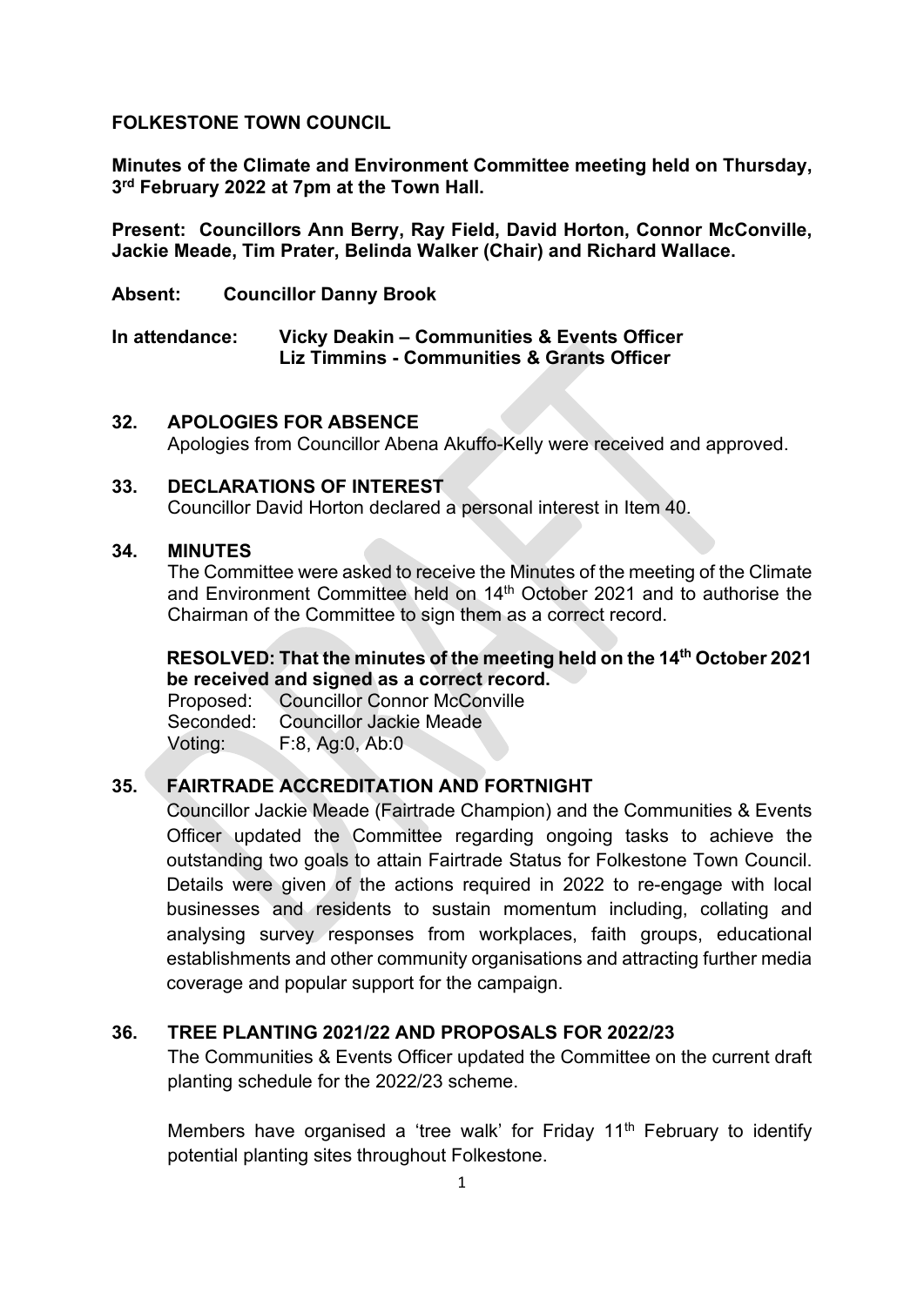**FOLKESTONE TOWN COUNCIL**

**Minutes of the Climate and Environment Committee meeting held on Thursday, 3rd February 2022 at 7pm at the Town Hall.**

**Present: Councillors Ann Berry, Ray Field, David Horton, Connor McConville, Jackie Meade, Tim Prater, Belinda Walker (Chair) and Richard Wallace.**

**Absent: Councillor Danny Brook**

**In attendance: Vicky Deakin – Communities & Events Officer**
**Liz Timmins - Communities & Grants Officer**

## 32. APOLOGIES FOR ABSENCE

Apologies from Councillor Abena Akuffo-Kelly were received and approved.

## 33. DECLARATIONS OF INTEREST

Councillor David Horton declared a personal interest in Item 40.

## 34. MINUTES

The Committee were asked to receive the Minutes of the meeting of the Climate and Environment Committee held on 14th October 2021 and to authorise the Chairman of the Committee to sign them as a correct record.

**RESOLVED: That the minutes of the meeting held on the 14th October 2021 be received and signed as a correct record.**

Proposed: Councillor Connor McConville
Seconded: Councillor Jackie Meade
Voting: F:8, Ag:0, Ab:0

## 35. FAIRTRADE ACCREDITATION AND FORTNIGHT

Councillor Jackie Meade (Fairtrade Champion) and the Communities & Events Officer updated the Committee regarding ongoing tasks to achieve the outstanding two goals to attain Fairtrade Status for Folkestone Town Council. Details were given of the actions required in 2022 to re-engage with local businesses and residents to sustain momentum including, collating and analysing survey responses from workplaces, faith groups, educational establishments and other community organisations and attracting further media coverage and popular support for the campaign.

## 36. TREE PLANTING 2021/22 AND PROPOSALS FOR 2022/23

The Communities & Events Officer updated the Committee on the current draft planting schedule for the 2022/23 scheme.

Members have organised a 'tree walk' for Friday 11th February to identify potential planting sites throughout Folkestone.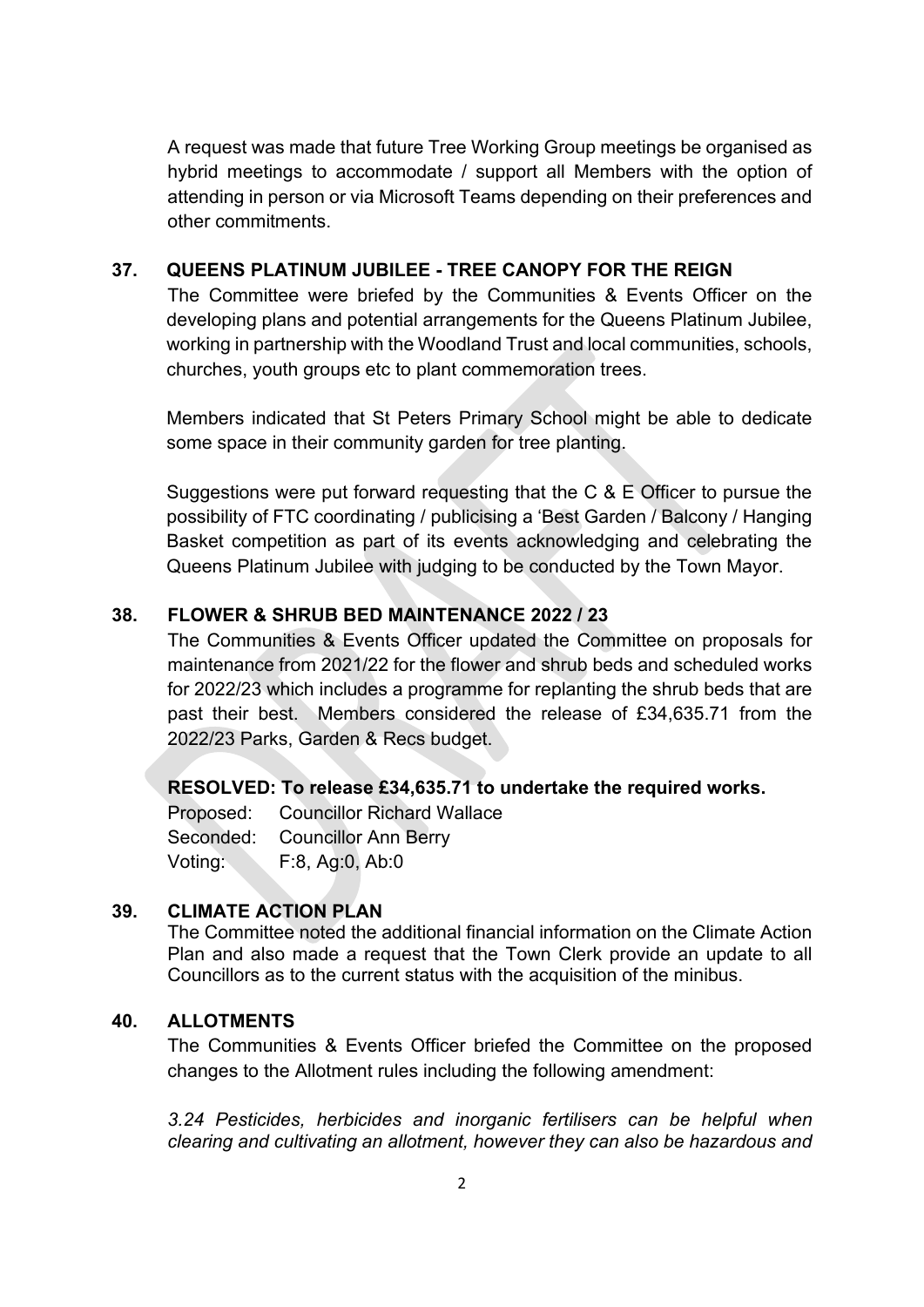A request was made that future Tree Working Group meetings be organised as hybrid meetings to accommodate / support all Members with the option of attending in person or via Microsoft Teams depending on their preferences and other commitments.

## 37. QUEENS PLATINUM JUBILEE - TREE CANOPY FOR THE REIGN

The Committee were briefed by the Communities & Events Officer on the developing plans and potential arrangements for the Queens Platinum Jubilee, working in partnership with the Woodland Trust and local communities, schools, churches, youth groups etc to plant commemoration trees.

Members indicated that St Peters Primary School might be able to dedicate some space in their community garden for tree planting.

Suggestions were put forward requesting that the C & E Officer to pursue the possibility of FTC coordinating / publicising a 'Best Garden / Balcony / Hanging Basket competition as part of its events acknowledging and celebrating the Queens Platinum Jubilee with judging to be conducted by the Town Mayor.

## 38. FLOWER & SHRUB BED MAINTENANCE 2022 / 23

The Communities & Events Officer updated the Committee on proposals for maintenance from 2021/22 for the flower and shrub beds and scheduled works for 2022/23 which includes a programme for replanting the shrub beds that are past their best. Members considered the release of £34,635.71 from the 2022/23 Parks, Garden & Recs budget.

**RESOLVED: To release £34,635.71 to undertake the required works.**

Proposed: Councillor Richard Wallace
Seconded: Councillor Ann Berry
Voting: F:8, Ag:0, Ab:0

## 39. CLIMATE ACTION PLAN

The Committee noted the additional financial information on the Climate Action Plan and also made a request that the Town Clerk provide an update to all Councillors as to the current status with the acquisition of the minibus.

## 40. ALLOTMENTS

The Communities & Events Officer briefed the Committee on the proposed changes to the Allotment rules including the following amendment:

*3.24 Pesticides, herbicides and inorganic fertilisers can be helpful when clearing and cultivating an allotment, however they can also be hazardous and*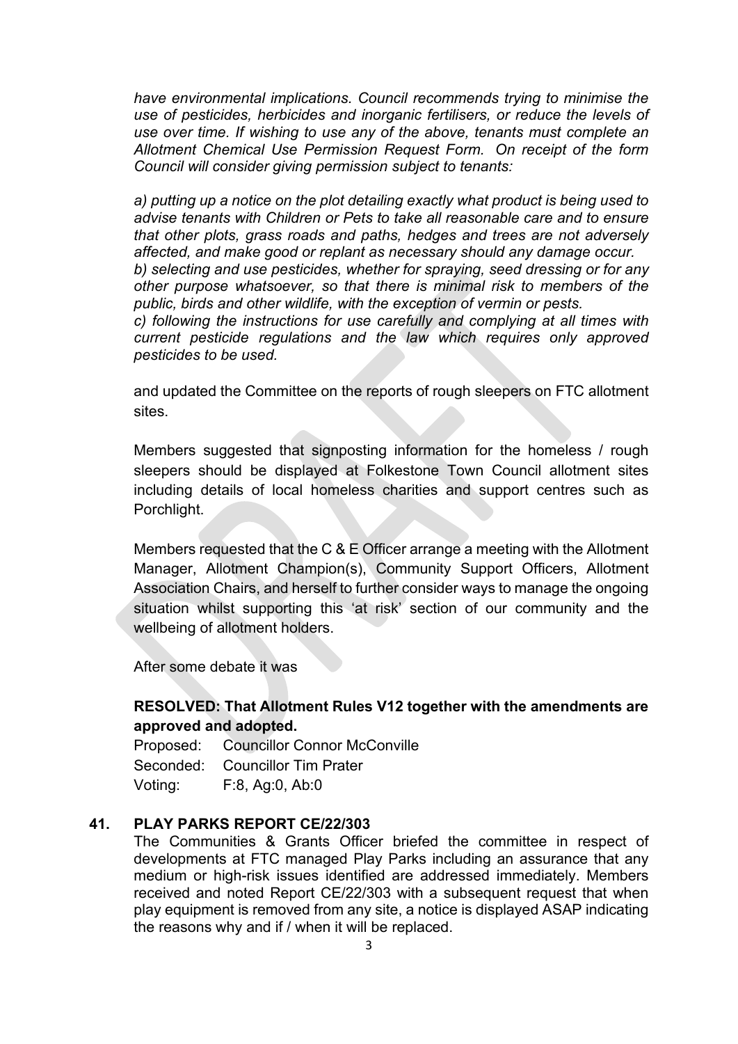*have environmental implications. Council recommends trying to minimise the use of pesticides, herbicides and inorganic fertilisers, or reduce the levels of use over time. If wishing to use any of the above, tenants must complete an Allotment Chemical Use Permission Request Form. On receipt of the form Council will consider giving permission subject to tenants:*

*a) putting up a notice on the plot detailing exactly what product is being used to advise tenants with Children or Pets to take all reasonable care and to ensure that other plots, grass roads and paths, hedges and trees are not adversely affected, and make good or replant as necessary should any damage occur.*
*b) selecting and use pesticides, whether for spraying, seed dressing or for any other purpose whatsoever, so that there is minimal risk to members of the public, birds and other wildlife, with the exception of vermin or pests.*
*c) following the instructions for use carefully and complying at all times with current pesticide regulations and the law which requires only approved pesticides to be used.*

and updated the Committee on the reports of rough sleepers on FTC allotment sites.

Members suggested that signposting information for the homeless / rough sleepers should be displayed at Folkestone Town Council allotment sites including details of local homeless charities and support centres such as Porchlight.

Members requested that the C & E Officer arrange a meeting with the Allotment Manager, Allotment Champion(s), Community Support Officers, Allotment Association Chairs, and herself to further consider ways to manage the ongoing situation whilst supporting this 'at risk' section of our community and the wellbeing of allotment holders.

After some debate it was

**RESOLVED: That Allotment Rules V12 together with the amendments are approved and adopted.**

Proposed: Councillor Connor McConville
Seconded: Councillor Tim Prater
Voting: F:8, Ag:0, Ab:0

## 41. PLAY PARKS REPORT CE/22/303

The Communities & Grants Officer briefed the committee in respect of developments at FTC managed Play Parks including an assurance that any medium or high-risk issues identified are addressed immediately. Members received and noted Report CE/22/303 with a subsequent request that when play equipment is removed from any site, a notice is displayed ASAP indicating the reasons why and if / when it will be replaced.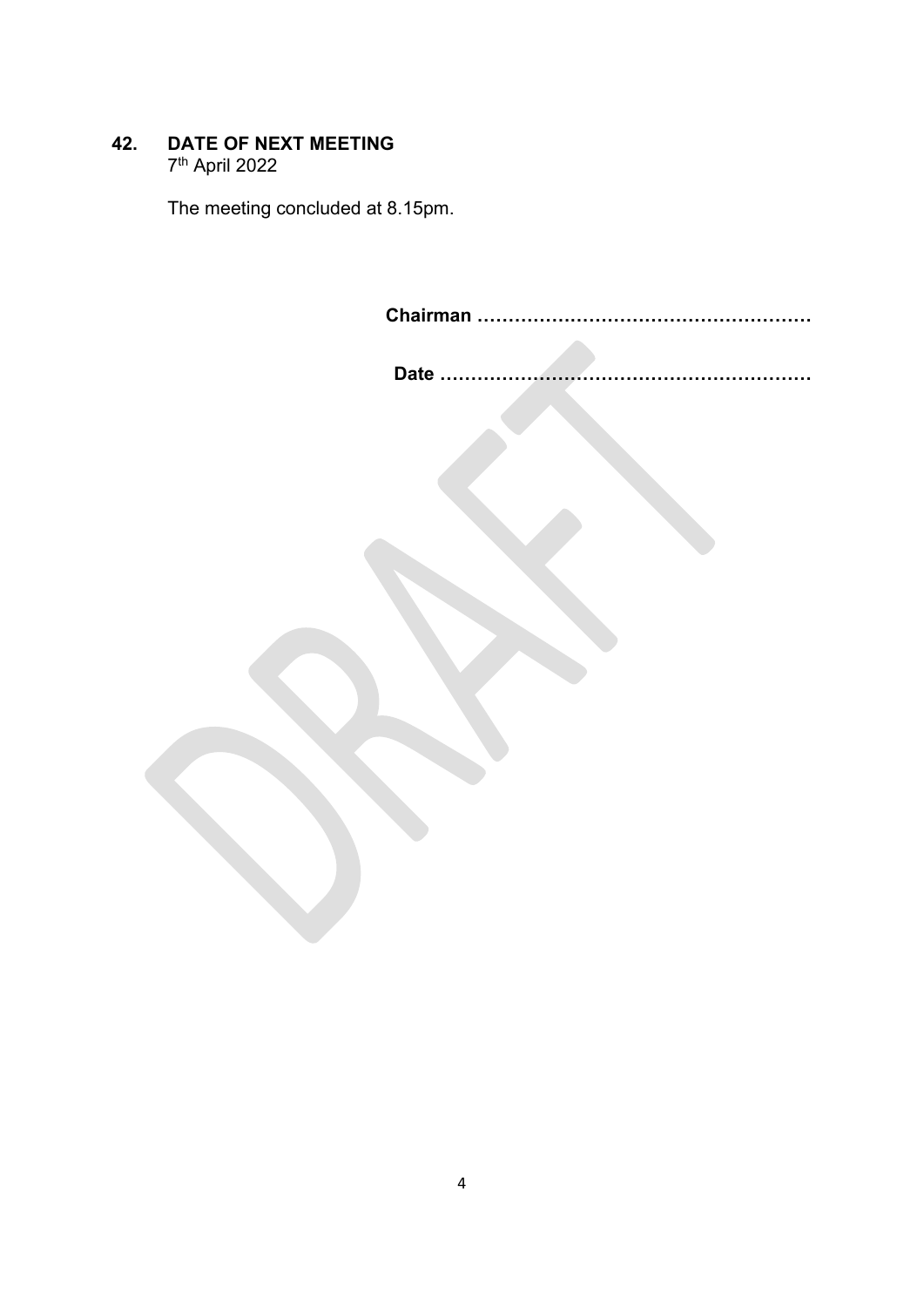## 42. DATE OF NEXT MEETING

7th April 2022

The meeting concluded at 8.15pm.

**Chairman ………………………………………………**

**Date ……………………………………………………**